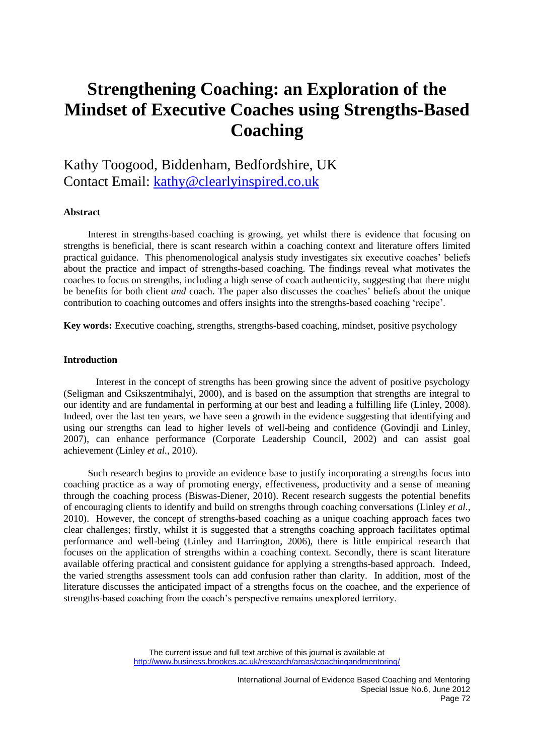# Strengthening Coaching: an Exploration of the Mindset of Executive Coaches using Strengths-Based Coaching

Kathy Toogood, Biddenham, Bedfordshire, UK
Contact Email: kathy@clearlyinspired.co.uk

### Abstract

Interest in strengths-based coaching is growing, yet whilst there is evidence that focusing on strengths is beneficial, there is scant research within a coaching context and literature offers limited practical guidance. This phenomenological analysis study investigates six executive coaches' beliefs about the practice and impact of strengths-based coaching. The findings reveal what motivates the coaches to focus on strengths, including a high sense of coach authenticity, suggesting that there might be benefits for both client *and* coach. The paper also discusses the coaches' beliefs about the unique contribution to coaching outcomes and offers insights into the strengths-based coaching 'recipe'.

**Key words:** Executive coaching, strengths, strengths-based coaching, mindset, positive psychology

### Introduction

Interest in the concept of strengths has been growing since the advent of positive psychology (Seligman and Csikszentmihalyi, 2000), and is based on the assumption that strengths are integral to our identity and are fundamental in performing at our best and leading a fulfilling life (Linley, 2008). Indeed, over the last ten years, we have seen a growth in the evidence suggesting that identifying and using our strengths can lead to higher levels of well-being and confidence (Govindji and Linley, 2007), can enhance performance (Corporate Leadership Council, 2002) and can assist goal achievement (Linley *et al.*, 2010).

Such research begins to provide an evidence base to justify incorporating a strengths focus into coaching practice as a way of promoting energy, effectiveness, productivity and a sense of meaning through the coaching process (Biswas-Diener, 2010). Recent research suggests the potential benefits of encouraging clients to identify and build on strengths through coaching conversations (Linley *et al.*, 2010). However, the concept of strengths-based coaching as a unique coaching approach faces two clear challenges; firstly, whilst it is suggested that a strengths coaching approach facilitates optimal performance and well-being (Linley and Harrington, 2006), there is little empirical research that focuses on the application of strengths within a coaching context. Secondly, there is scant literature available offering practical and consistent guidance for applying a strengths-based approach. Indeed, the varied strengths assessment tools can add confusion rather than clarity. In addition, most of the literature discusses the anticipated impact of a strengths focus on the coachee, and the experience of strengths-based coaching from the coach's perspective remains unexplored territory.

The current issue and full text archive of this journal is available at http://www.business.brookes.ac.uk/research/areas/coachingandmentoring/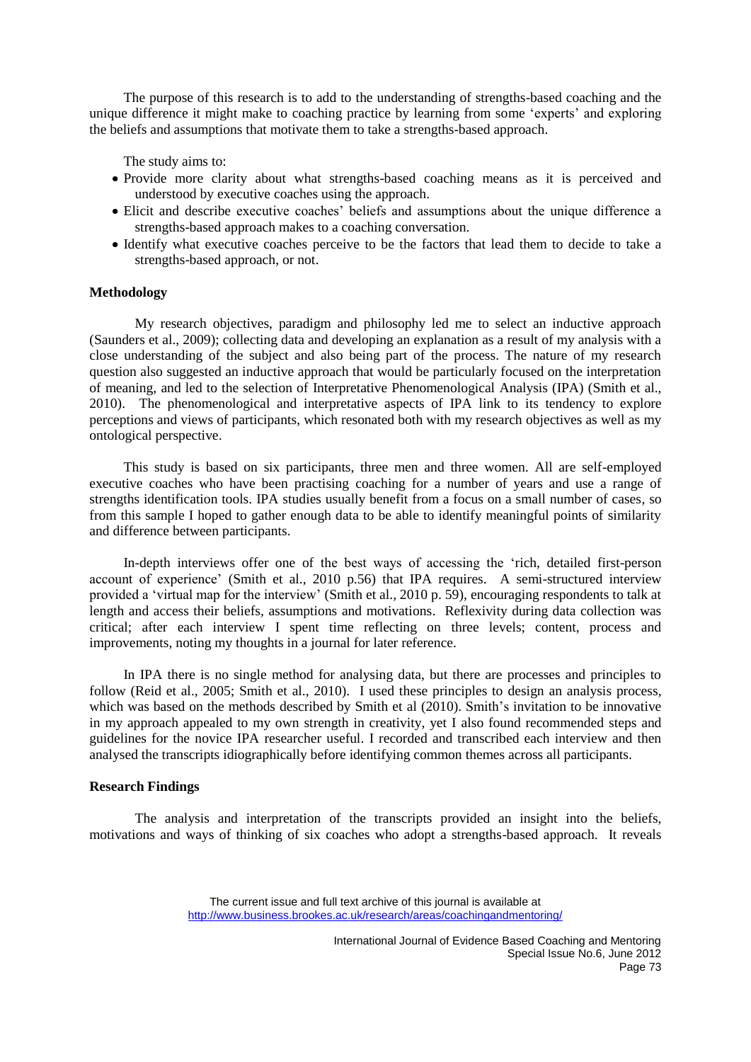The purpose of this research is to add to the understanding of strengths-based coaching and the unique difference it might make to coaching practice by learning from some 'experts' and exploring the beliefs and assumptions that motivate them to take a strengths-based approach.

The study aims to:

- Provide more clarity about what strengths-based coaching means as it is perceived and understood by executive coaches using the approach.
- Elicit and describe executive coaches' beliefs and assumptions about the unique difference a strengths-based approach makes to a coaching conversation.
- Identify what executive coaches perceive to be the factors that lead them to decide to take a strengths-based approach, or not.

**Methodology**

My research objectives, paradigm and philosophy led me to select an inductive approach (Saunders et al., 2009); collecting data and developing an explanation as a result of my analysis with a close understanding of the subject and also being part of the process. The nature of my research question also suggested an inductive approach that would be particularly focused on the interpretation of meaning, and led to the selection of Interpretative Phenomenological Analysis (IPA) (Smith et al., 2010). The phenomenological and interpretative aspects of IPA link to its tendency to explore perceptions and views of participants, which resonated both with my research objectives as well as my ontological perspective.

This study is based on six participants, three men and three women. All are self-employed executive coaches who have been practising coaching for a number of years and use a range of strengths identification tools. IPA studies usually benefit from a focus on a small number of cases, so from this sample I hoped to gather enough data to be able to identify meaningful points of similarity and difference between participants.

In-depth interviews offer one of the best ways of accessing the 'rich, detailed first-person account of experience' (Smith et al., 2010 p.56) that IPA requires. A semi-structured interview provided a 'virtual map for the interview' (Smith et al., 2010 p. 59), encouraging respondents to talk at length and access their beliefs, assumptions and motivations. Reflexivity during data collection was critical; after each interview I spent time reflecting on three levels; content, process and improvements, noting my thoughts in a journal for later reference.

In IPA there is no single method for analysing data, but there are processes and principles to follow (Reid et al., 2005; Smith et al., 2010). I used these principles to design an analysis process, which was based on the methods described by Smith et al (2010). Smith's invitation to be innovative in my approach appealed to my own strength in creativity, yet I also found recommended steps and guidelines for the novice IPA researcher useful. I recorded and transcribed each interview and then analysed the transcripts idiographically before identifying common themes across all participants.

**Research Findings**

The analysis and interpretation of the transcripts provided an insight into the beliefs, motivations and ways of thinking of six coaches who adopt a strengths-based approach. It reveals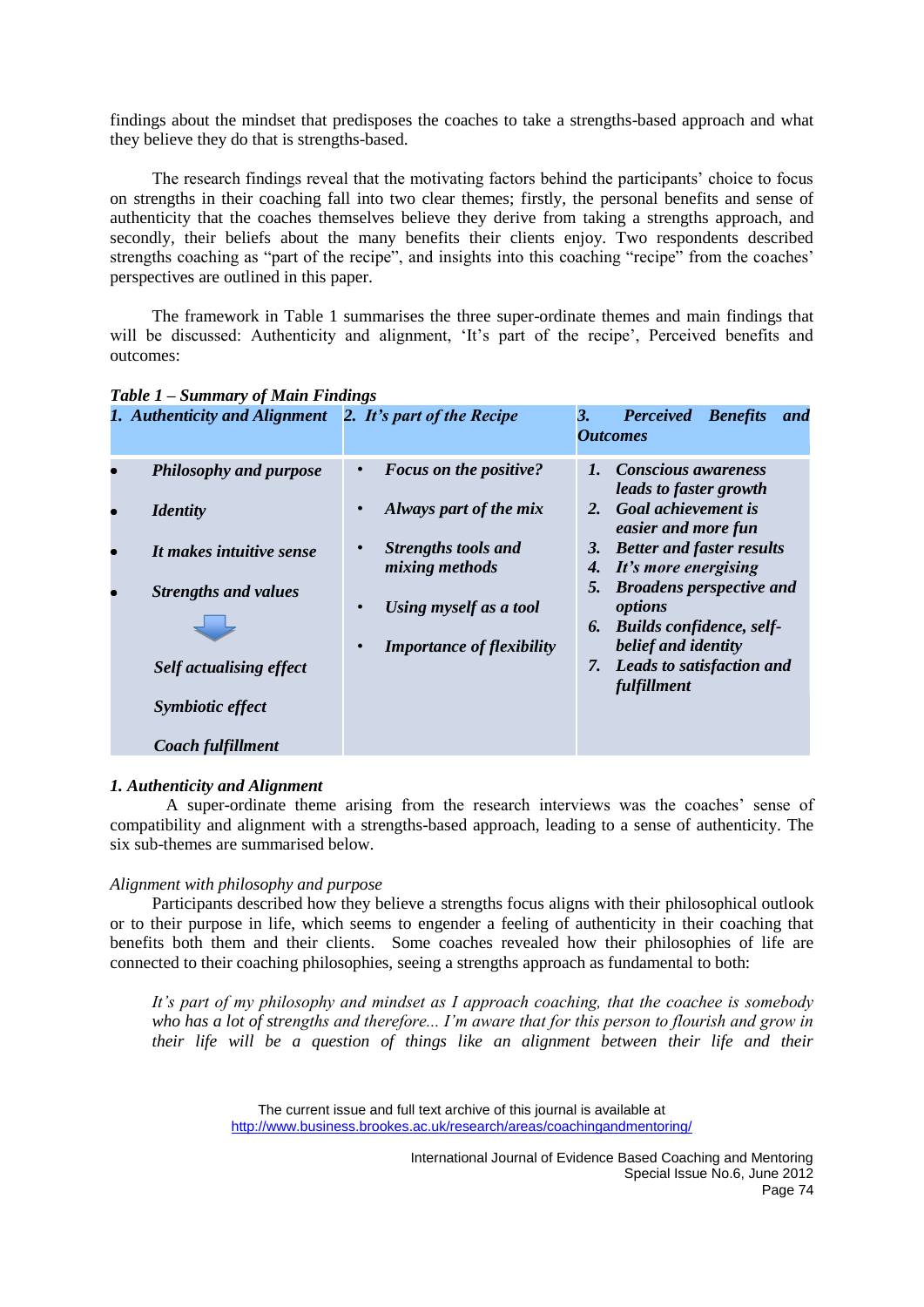findings about the mindset that predisposes the coaches to take a strengths-based approach and what they believe they do that is strengths-based.

The research findings reveal that the motivating factors behind the participants' choice to focus on strengths in their coaching fall into two clear themes; firstly, the personal benefits and sense of authenticity that the coaches themselves believe they derive from taking a strengths approach, and secondly, their beliefs about the many benefits their clients enjoy. Two respondents described strengths coaching as "part of the recipe", and insights into this coaching "recipe" from the coaches' perspectives are outlined in this paper.

The framework in Table 1 summarises the three super-ordinate themes and main findings that will be discussed: Authenticity and alignment, 'It's part of the recipe', Perceived benefits and outcomes:

***Table 1 – Summary of Main Findings***

| ***1. Authenticity and Alignment*** | ***2. It's part of the Recipe*** | ***3. Perceived Benefits and Outcomes*** |
|---|---|---|
| • ***Philosophy and purpose*** <br> • ***Identity*** <br> • ***It makes intuitive sense*** <br> • ***Strengths and values*** <br> ↓ <br> ***Self actualising effect*** <br> ***Symbiotic effect*** <br> ***Coach fulfillment*** | • ***Focus on the positive?*** <br> • ***Always part of the mix*** <br> • ***Strengths tools and mixing methods*** <br> • ***Using myself as a tool*** <br> • ***Importance of flexibility*** | ***1. Conscious awareness leads to faster growth*** <br> ***2. Goal achievement is easier and more fun*** <br> ***3. Better and faster results*** <br> ***4. It's more energising*** <br> ***5. Broadens perspective and options*** <br> ***6. Builds confidence, self-belief and identity*** <br> ***7. Leads to satisfaction and fulfillment*** |

***1. Authenticity and Alignment***

A super-ordinate theme arising from the research interviews was the coaches' sense of compatibility and alignment with a strengths-based approach, leading to a sense of authenticity. The six sub-themes are summarised below.

*Alignment with philosophy and purpose*

Participants described how they believe a strengths focus aligns with their philosophical outlook or to their purpose in life, which seems to engender a feeling of authenticity in their coaching that benefits both them and their clients. Some coaches revealed how their philosophies of life are connected to their coaching philosophies, seeing a strengths approach as fundamental to both:

*It's part of my philosophy and mindset as I approach coaching, that the coachee is somebody who has a lot of strengths and therefore... I'm aware that for this person to flourish and grow in their life will be a question of things like an alignment between their life and their*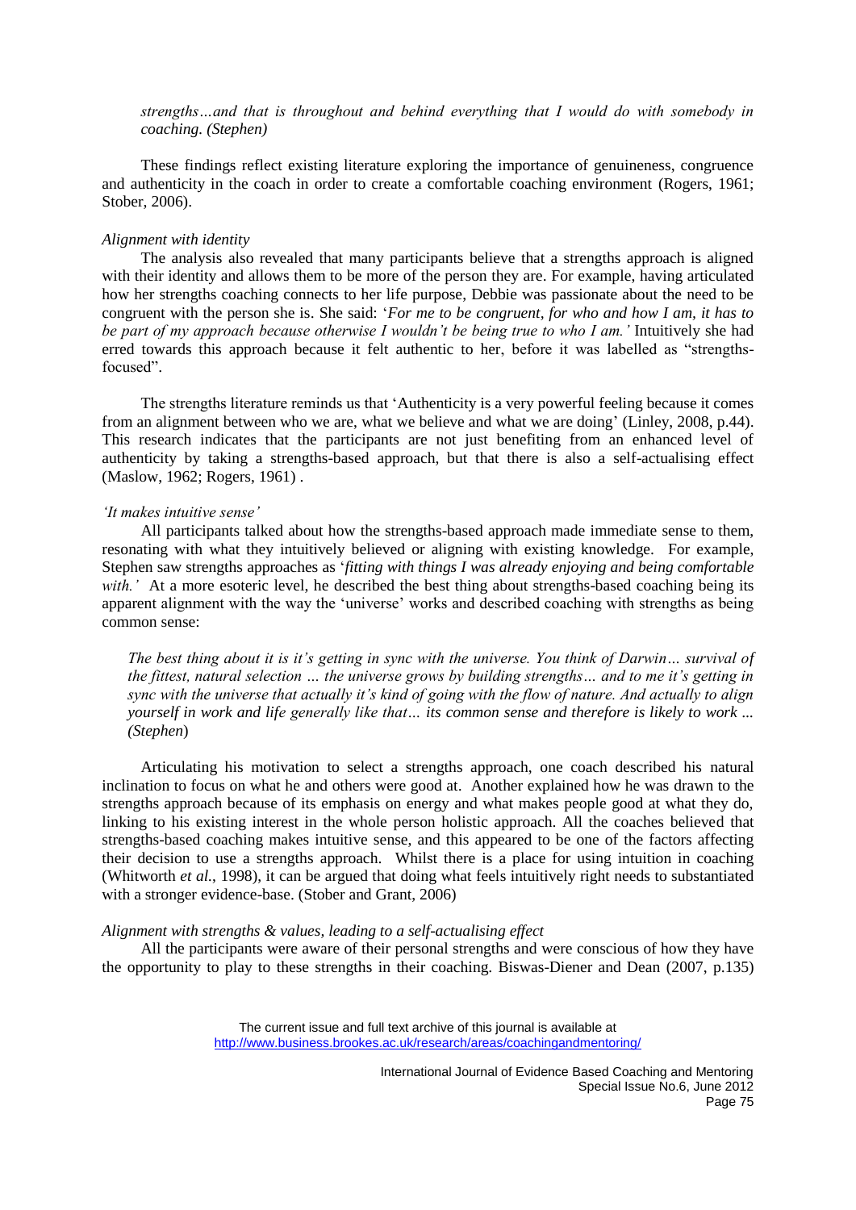*strengths…and that is throughout and behind everything that I would do with somebody in coaching. (Stephen)*

These findings reflect existing literature exploring the importance of genuineness, congruence and authenticity in the coach in order to create a comfortable coaching environment (Rogers, 1961; Stober, 2006).

*Alignment with identity*

The analysis also revealed that many participants believe that a strengths approach is aligned with their identity and allows them to be more of the person they are. For example, having articulated how her strengths coaching connects to her life purpose, Debbie was passionate about the need to be congruent with the person she is. She said: '*For me to be congruent, for who and how I am, it has to be part of my approach because otherwise I wouldn't be being true to who I am.'* Intuitively she had erred towards this approach because it felt authentic to her, before it was labelled as "strengths-focused".

The strengths literature reminds us that 'Authenticity is a very powerful feeling because it comes from an alignment between who we are, what we believe and what we are doing' (Linley, 2008, p.44). This research indicates that the participants are not just benefiting from an enhanced level of authenticity by taking a strengths-based approach, but that there is also a self-actualising effect (Maslow, 1962; Rogers, 1961) .

*'It makes intuitive sense'*

All participants talked about how the strengths-based approach made immediate sense to them, resonating with what they intuitively believed or aligning with existing knowledge. For example, Stephen saw strengths approaches as '*fitting with things I was already enjoying and being comfortable with.'* At a more esoteric level, he described the best thing about strengths-based coaching being its apparent alignment with the way the 'universe' works and described coaching with strengths as being common sense:

*The best thing about it is it's getting in sync with the universe. You think of Darwin… survival of the fittest, natural selection … the universe grows by building strengths… and to me it's getting in sync with the universe that actually it's kind of going with the flow of nature. And actually to align yourself in work and life generally like that… its common sense and therefore is likely to work ... (Stephen)*

Articulating his motivation to select a strengths approach, one coach described his natural inclination to focus on what he and others were good at. Another explained how he was drawn to the strengths approach because of its emphasis on energy and what makes people good at what they do, linking to his existing interest in the whole person holistic approach. All the coaches believed that strengths-based coaching makes intuitive sense, and this appeared to be one of the factors affecting their decision to use a strengths approach. Whilst there is a place for using intuition in coaching (Whitworth *et al.*, 1998), it can be argued that doing what feels intuitively right needs to substantiated with a stronger evidence-base. (Stober and Grant, 2006)

*Alignment with strengths & values, leading to a self-actualising effect*

All the participants were aware of their personal strengths and were conscious of how they have the opportunity to play to these strengths in their coaching. Biswas-Diener and Dean (2007, p.135)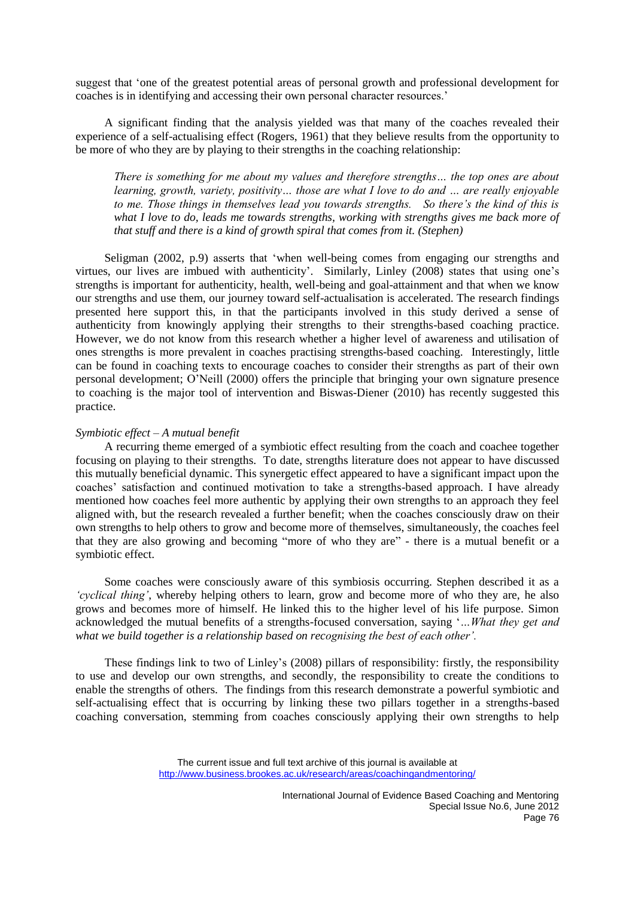suggest that 'one of the greatest potential areas of personal growth and professional development for coaches is in identifying and accessing their own personal character resources.'

A significant finding that the analysis yielded was that many of the coaches revealed their experience of a self-actualising effect (Rogers, 1961) that they believe results from the opportunity to be more of who they are by playing to their strengths in the coaching relationship:

> *There is something for me about my values and therefore strengths… the top ones are about learning, growth, variety, positivity… those are what I love to do and … are really enjoyable to me. Those things in themselves lead you towards strengths. So there's the kind of this is what I love to do, leads me towards strengths, working with strengths gives me back more of that stuff and there is a kind of growth spiral that comes from it. (Stephen)*

Seligman (2002, p.9) asserts that 'when well-being comes from engaging our strengths and virtues, our lives are imbued with authenticity'. Similarly, Linley (2008) states that using one's strengths is important for authenticity, health, well-being and goal-attainment and that when we know our strengths and use them, our journey toward self-actualisation is accelerated. The research findings presented here support this, in that the participants involved in this study derived a sense of authenticity from knowingly applying their strengths to their strengths-based coaching practice. However, we do not know from this research whether a higher level of awareness and utilisation of ones strengths is more prevalent in coaches practising strengths-based coaching. Interestingly, little can be found in coaching texts to encourage coaches to consider their strengths as part of their own personal development; O'Neill (2000) offers the principle that bringing your own signature presence to coaching is the major tool of intervention and Biswas-Diener (2010) has recently suggested this practice.

*Symbiotic effect – A mutual benefit*

A recurring theme emerged of a symbiotic effect resulting from the coach and coachee together focusing on playing to their strengths. To date, strengths literature does not appear to have discussed this mutually beneficial dynamic. This synergetic effect appeared to have a significant impact upon the coaches' satisfaction and continued motivation to take a strengths-based approach. I have already mentioned how coaches feel more authentic by applying their own strengths to an approach they feel aligned with, but the research revealed a further benefit; when the coaches consciously draw on their own strengths to help others to grow and become more of themselves, simultaneously, the coaches feel that they are also growing and becoming "more of who they are" - there is a mutual benefit or a symbiotic effect.

Some coaches were consciously aware of this symbiosis occurring. Stephen described it as a *'cyclical thing'*, whereby helping others to learn, grow and become more of who they are, he also grows and becomes more of himself. He linked this to the higher level of his life purpose. Simon acknowledged the mutual benefits of a strengths-focused conversation, saying '*…What they get and what we build together is a relationship based on recognising the best of each other'.*

These findings link to two of Linley's (2008) pillars of responsibility: firstly, the responsibility to use and develop our own strengths, and secondly, the responsibility to create the conditions to enable the strengths of others. The findings from this research demonstrate a powerful symbiotic and self-actualising effect that is occurring by linking these two pillars together in a strengths-based coaching conversation, stemming from coaches consciously applying their own strengths to help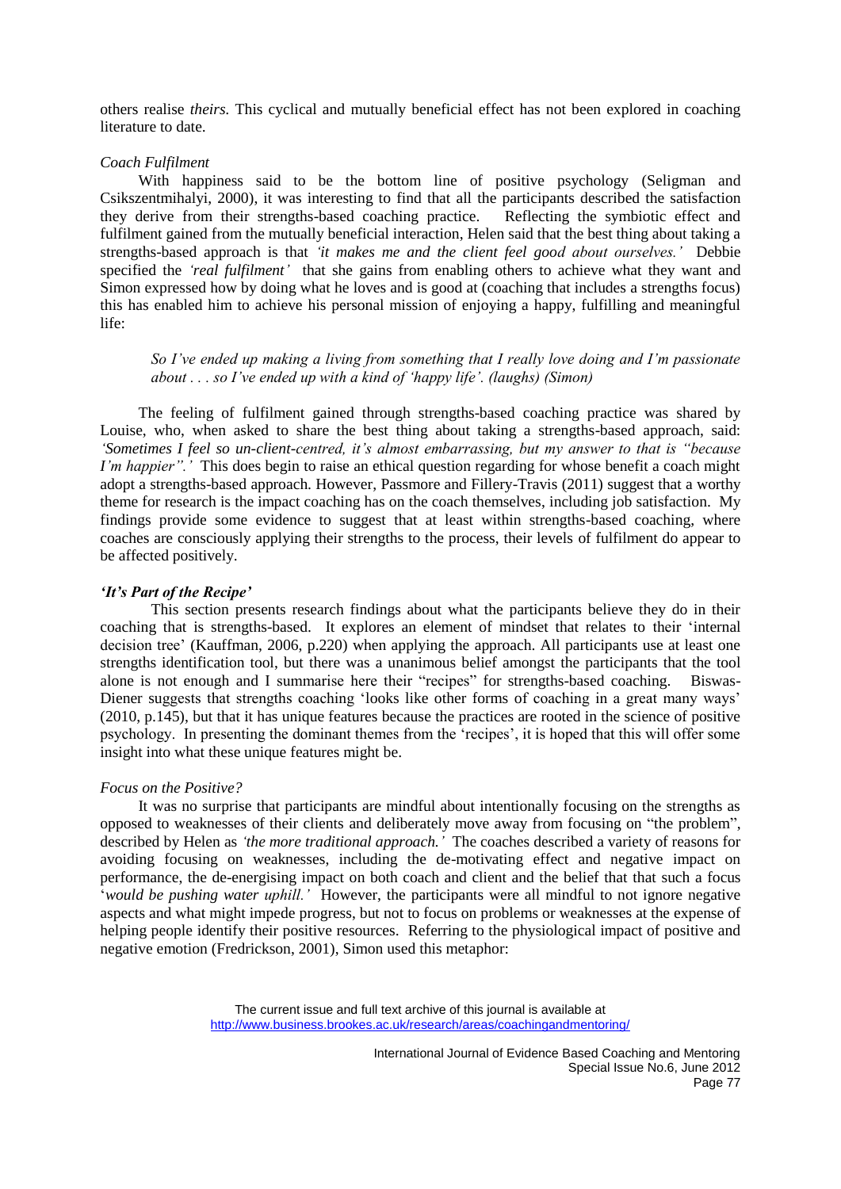others realise *theirs.* This cyclical and mutually beneficial effect has not been explored in coaching literature to date.

*Coach Fulfilment*

With happiness said to be the bottom line of positive psychology (Seligman and Csikszentmihalyi, 2000), it was interesting to find that all the participants described the satisfaction they derive from their strengths-based coaching practice. Reflecting the symbiotic effect and fulfilment gained from the mutually beneficial interaction, Helen said that the best thing about taking a strengths-based approach is that *'it makes me and the client feel good about ourselves.'* Debbie specified the *'real fulfilment'* that she gains from enabling others to achieve what they want and Simon expressed how by doing what he loves and is good at (coaching that includes a strengths focus) this has enabled him to achieve his personal mission of enjoying a happy, fulfilling and meaningful life:

> *So I've ended up making a living from something that I really love doing and I'm passionate about . . . so I've ended up with a kind of 'happy life'. (laughs) (Simon)*

The feeling of fulfilment gained through strengths-based coaching practice was shared by Louise, who, when asked to share the best thing about taking a strengths-based approach, said: *'Sometimes I feel so un-client-centred, it's almost embarrassing, but my answer to that is "because I'm happier".'* This does begin to raise an ethical question regarding for whose benefit a coach might adopt a strengths-based approach. However, Passmore and Fillery-Travis (2011) suggest that a worthy theme for research is the impact coaching has on the coach themselves, including job satisfaction. My findings provide some evidence to suggest that at least within strengths-based coaching, where coaches are consciously applying their strengths to the process, their levels of fulfilment do appear to be affected positively.

***'It's Part of the Recipe'***

This section presents research findings about what the participants believe they do in their coaching that is strengths-based. It explores an element of mindset that relates to their 'internal decision tree' (Kauffman, 2006, p.220) when applying the approach. All participants use at least one strengths identification tool, but there was a unanimous belief amongst the participants that the tool alone is not enough and I summarise here their "recipes" for strengths-based coaching. Biswas-Diener suggests that strengths coaching 'looks like other forms of coaching in a great many ways' (2010, p.145), but that it has unique features because the practices are rooted in the science of positive psychology. In presenting the dominant themes from the 'recipes', it is hoped that this will offer some insight into what these unique features might be.

*Focus on the Positive?*

It was no surprise that participants are mindful about intentionally focusing on the strengths as opposed to weaknesses of their clients and deliberately move away from focusing on "the problem", described by Helen as *'the more traditional approach.'* The coaches described a variety of reasons for avoiding focusing on weaknesses, including the de-motivating effect and negative impact on performance, the de-energising impact on both coach and client and the belief that that such a focus '*would be pushing water uphill.'* However, the participants were all mindful to not ignore negative aspects and what might impede progress, but not to focus on problems or weaknesses at the expense of helping people identify their positive resources. Referring to the physiological impact of positive and negative emotion (Fredrickson, 2001), Simon used this metaphor: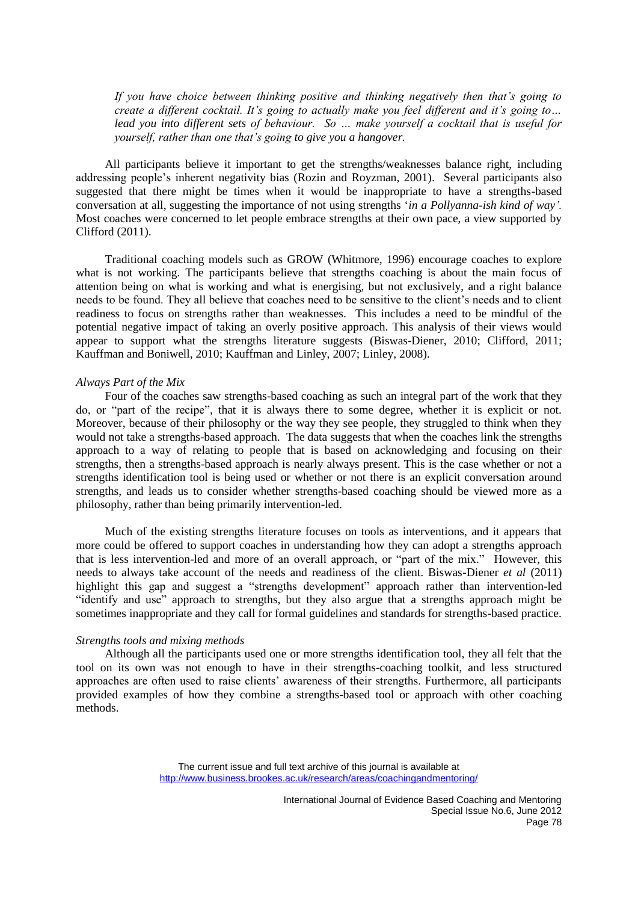*If you have choice between thinking positive and thinking negatively then that's going to create a different cocktail. It's going to actually make you feel different and it's going to… lead you into different sets of behaviour. So … make yourself a cocktail that is useful for yourself, rather than one that's going to give you a hangover.*

All participants believe it important to get the strengths/weaknesses balance right, including addressing people's inherent negativity bias (Rozin and Royzman, 2001). Several participants also suggested that there might be times when it would be inappropriate to have a strengths-based conversation at all, suggesting the importance of not using strengths '*in a Pollyanna-ish kind of way'.* Most coaches were concerned to let people embrace strengths at their own pace, a view supported by Clifford (2011).

Traditional coaching models such as GROW (Whitmore, 1996) encourage coaches to explore what is not working. The participants believe that strengths coaching is about the main focus of attention being on what is working and what is energising, but not exclusively, and a right balance needs to be found. They all believe that coaches need to be sensitive to the client's needs and to client readiness to focus on strengths rather than weaknesses. This includes a need to be mindful of the potential negative impact of taking an overly positive approach. This analysis of their views would appear to support what the strengths literature suggests (Biswas-Diener, 2010; Clifford, 2011; Kauffman and Boniwell, 2010; Kauffman and Linley, 2007; Linley, 2008).

*Always Part of the Mix*

Four of the coaches saw strengths-based coaching as such an integral part of the work that they do, or "part of the recipe", that it is always there to some degree, whether it is explicit or not. Moreover, because of their philosophy or the way they see people, they struggled to think when they would not take a strengths-based approach. The data suggests that when the coaches link the strengths approach to a way of relating to people that is based on acknowledging and focusing on their strengths, then a strengths-based approach is nearly always present. This is the case whether or not a strengths identification tool is being used or whether or not there is an explicit conversation around strengths, and leads us to consider whether strengths-based coaching should be viewed more as a philosophy, rather than being primarily intervention-led.

Much of the existing strengths literature focuses on tools as interventions, and it appears that more could be offered to support coaches in understanding how they can adopt a strengths approach that is less intervention-led and more of an overall approach, or "part of the mix." However, this needs to always take account of the needs and readiness of the client. Biswas-Diener *et al* (2011) highlight this gap and suggest a "strengths development" approach rather than intervention-led "identify and use" approach to strengths, but they also argue that a strengths approach might be sometimes inappropriate and they call for formal guidelines and standards for strengths-based practice.

*Strengths tools and mixing methods*

Although all the participants used one or more strengths identification tool, they all felt that the tool on its own was not enough to have in their strengths-coaching toolkit, and less structured approaches are often used to raise clients' awareness of their strengths. Furthermore, all participants provided examples of how they combine a strengths-based tool or approach with other coaching methods.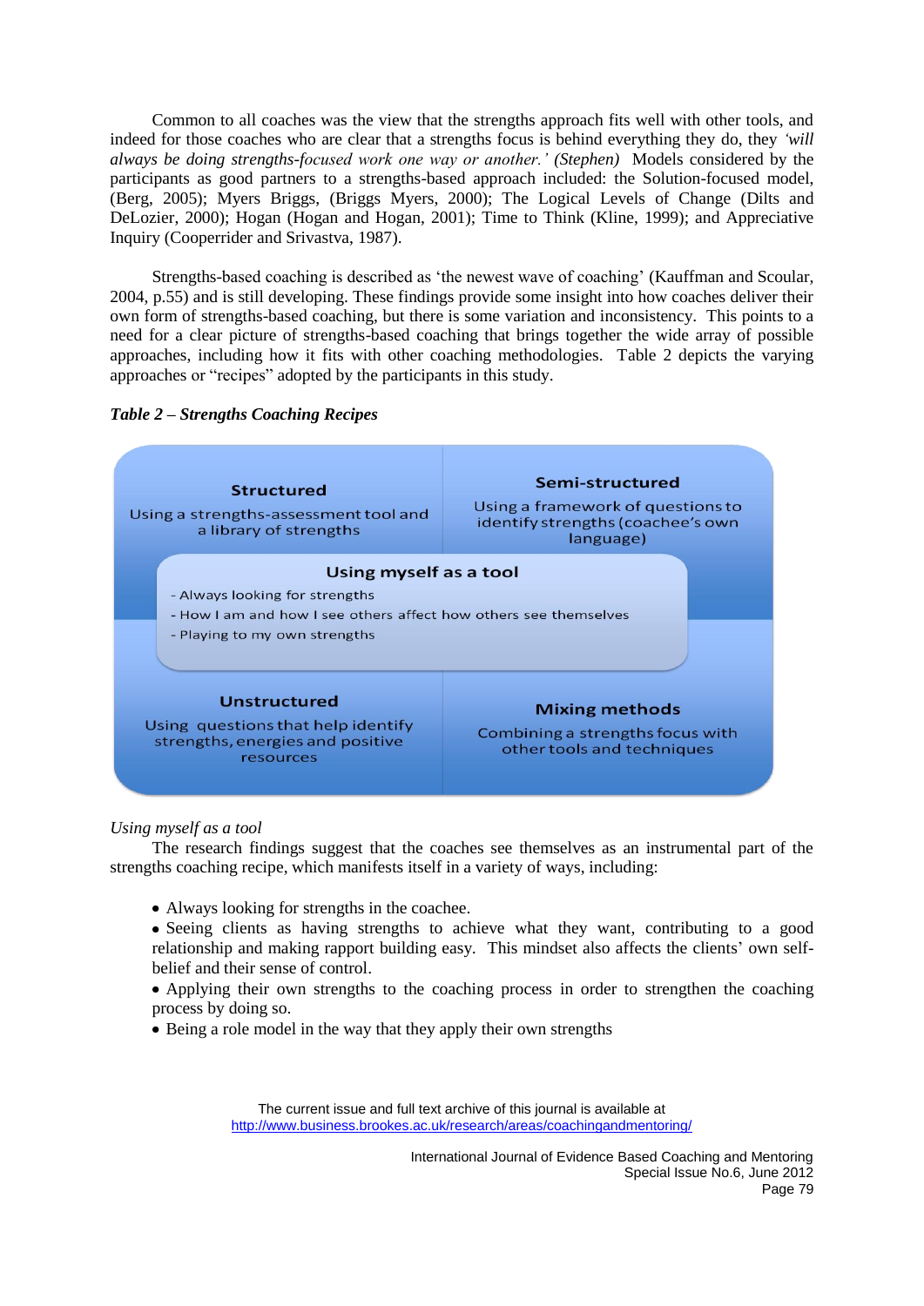Common to all coaches was the view that the strengths approach fits well with other tools, and indeed for those coaches who are clear that a strengths focus is behind everything they do, they *'will always be doing strengths-focused work one way or another.' (Stephen)* Models considered by the participants as good partners to a strengths-based approach included: the Solution-focused model, (Berg, 2005); Myers Briggs, (Briggs Myers, 2000); The Logical Levels of Change (Dilts and DeLozier, 2000); Hogan (Hogan and Hogan, 2001); Time to Think (Kline, 1999); and Appreciative Inquiry (Cooperrider and Srivastva, 1987).

Strengths-based coaching is described as 'the newest wave of coaching' (Kauffman and Scoular, 2004, p.55) and is still developing. These findings provide some insight into how coaches deliver their own form of strengths-based coaching, but there is some variation and inconsistency. This points to a need for a clear picture of strengths-based coaching that brings together the wide array of possible approaches, including how it fits with other coaching methodologies. Table 2 depicts the varying approaches or "recipes" adopted by the participants in this study.

***Table 2 – Strengths Coaching Recipes***

| **Structured** | **Semi-structured** |
|---|---|
| Using a strengths-assessment tool and a library of strengths | Using a framework of questions to identify strengths (coachee's own language) |
| **Using myself as a tool**<br>- Always looking for strengths<br>- How I am and how I see others affect how others see themselves<br>- Playing to my own strengths | |
| **Unstructured** | **Mixing methods** |
| Using questions that help identify strengths, energies and positive resources | Combining a strengths focus with other tools and techniques |

*Using myself as a tool*

The research findings suggest that the coaches see themselves as an instrumental part of the strengths coaching recipe, which manifests itself in a variety of ways, including:

- Always looking for strengths in the coachee.
- Seeing clients as having strengths to achieve what they want, contributing to a good relationship and making rapport building easy. This mindset also affects the clients' own self-belief and their sense of control.
- Applying their own strengths to the coaching process in order to strengthen the coaching process by doing so.
- Being a role model in the way that they apply their own strengths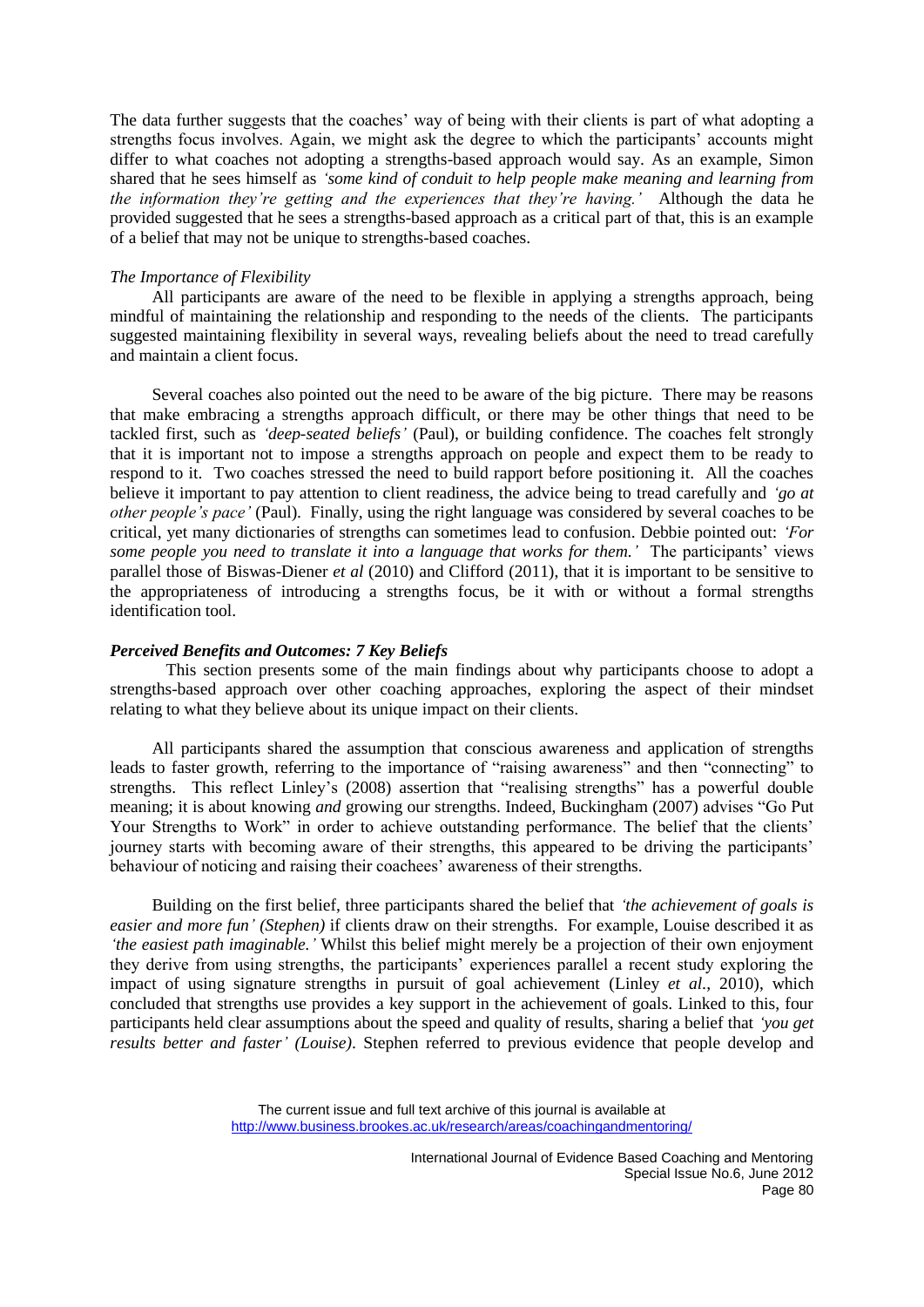The data further suggests that the coaches' way of being with their clients is part of what adopting a strengths focus involves. Again, we might ask the degree to which the participants' accounts might differ to what coaches not adopting a strengths-based approach would say. As an example, Simon shared that he sees himself as *'some kind of conduit to help people make meaning and learning from the information they're getting and the experiences that they're having.'* Although the data he provided suggested that he sees a strengths-based approach as a critical part of that, this is an example of a belief that may not be unique to strengths-based coaches.

*The Importance of Flexibility*

All participants are aware of the need to be flexible in applying a strengths approach, being mindful of maintaining the relationship and responding to the needs of the clients. The participants suggested maintaining flexibility in several ways, revealing beliefs about the need to tread carefully and maintain a client focus.

Several coaches also pointed out the need to be aware of the big picture. There may be reasons that make embracing a strengths approach difficult, or there may be other things that need to be tackled first, such as *'deep-seated beliefs'* (Paul), or building confidence. The coaches felt strongly that it is important not to impose a strengths approach on people and expect them to be ready to respond to it. Two coaches stressed the need to build rapport before positioning it. All the coaches believe it important to pay attention to client readiness, the advice being to tread carefully and *'go at other people's pace'* (Paul). Finally, using the right language was considered by several coaches to be critical, yet many dictionaries of strengths can sometimes lead to confusion. Debbie pointed out: *'For some people you need to translate it into a language that works for them.'* The participants' views parallel those of Biswas-Diener *et al* (2010) and Clifford (2011), that it is important to be sensitive to the appropriateness of introducing a strengths focus, be it with or without a formal strengths identification tool.

***Perceived Benefits and Outcomes: 7 Key Beliefs***

This section presents some of the main findings about why participants choose to adopt a strengths-based approach over other coaching approaches, exploring the aspect of their mindset relating to what they believe about its unique impact on their clients.

All participants shared the assumption that conscious awareness and application of strengths leads to faster growth, referring to the importance of "raising awareness" and then "connecting" to strengths. This reflect Linley's (2008) assertion that "realising strengths" has a powerful double meaning; it is about knowing *and* growing our strengths. Indeed, Buckingham (2007) advises "Go Put Your Strengths to Work" in order to achieve outstanding performance. The belief that the clients' journey starts with becoming aware of their strengths, this appeared to be driving the participants' behaviour of noticing and raising their coachees' awareness of their strengths.

Building on the first belief, three participants shared the belief that *'the achievement of goals is easier and more fun' (Stephen)* if clients draw on their strengths. For example, Louise described it as *'the easiest path imaginable.'* Whilst this belief might merely be a projection of their own enjoyment they derive from using strengths, the participants' experiences parallel a recent study exploring the impact of using signature strengths in pursuit of goal achievement (Linley *et al.*, 2010), which concluded that strengths use provides a key support in the achievement of goals. Linked to this, four participants held clear assumptions about the speed and quality of results, sharing a belief that *'you get results better and faster' (Louise)*. Stephen referred to previous evidence that people develop and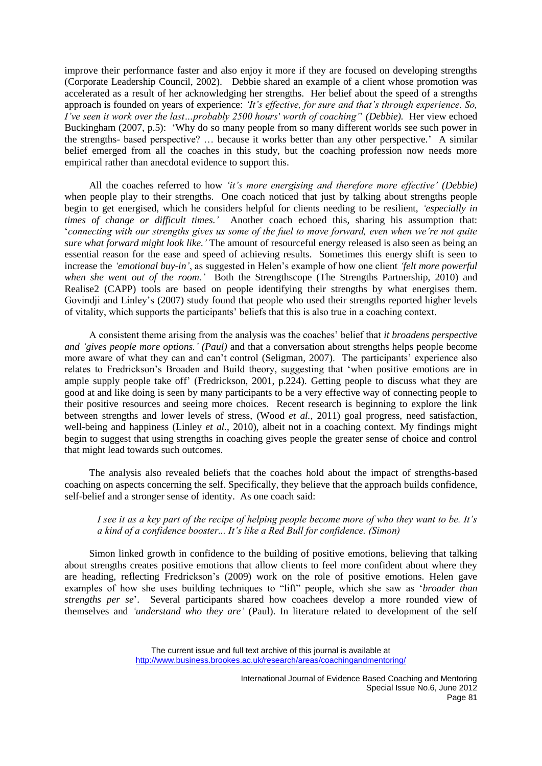improve their performance faster and also enjoy it more if they are focused on developing strengths (Corporate Leadership Council, 2002). Debbie shared an example of a client whose promotion was accelerated as a result of her acknowledging her strengths. Her belief about the speed of a strengths approach is founded on years of experience: *'It's effective, for sure and that's through experience. So, I've seen it work over the last…probably 2500 hours' worth of coaching"* *(Debbie).* Her view echoed Buckingham (2007, p.5): 'Why do so many people from so many different worlds see such power in the strengths- based perspective? … because it works better than any other perspective.' A similar belief emerged from all the coaches in this study, but the coaching profession now needs more empirical rather than anecdotal evidence to support this.

All the coaches referred to how *'it's more energising and therefore more effective' (Debbie)* when people play to their strengths. One coach noticed that just by talking about strengths people begin to get energised, which he considers helpful for clients needing to be resilient, *'especially in times of change or difficult times.'* Another coach echoed this, sharing his assumption that: '*connecting with our strengths gives us some of the fuel to move forward, even when we're not quite sure what forward might look like.'* The amount of resourceful energy released is also seen as being an essential reason for the ease and speed of achieving results. Sometimes this energy shift is seen to increase the *'emotional buy-in'*, as suggested in Helen's example of how one client *'felt more powerful when she went out of the room.'* Both the Strengthscope (The Strengths Partnership, 2010) and Realise2 (CAPP) tools are based on people identifying their strengths by what energises them. Govindji and Linley's (2007) study found that people who used their strengths reported higher levels of vitality, which supports the participants' beliefs that this is also true in a coaching context.

A consistent theme arising from the analysis was the coaches' belief that *it broadens perspective and 'gives people more options.' (Paul)* and that a conversation about strengths helps people become more aware of what they can and can't control (Seligman, 2007). The participants' experience also relates to Fredrickson's Broaden and Build theory, suggesting that 'when positive emotions are in ample supply people take off' (Fredrickson, 2001, p.224). Getting people to discuss what they are good at and like doing is seen by many participants to be a very effective way of connecting people to their positive resources and seeing more choices. Recent research is beginning to explore the link between strengths and lower levels of stress, (Wood *et al.*, 2011) goal progress, need satisfaction, well-being and happiness (Linley *et al.*, 2010), albeit not in a coaching context. My findings might begin to suggest that using strengths in coaching gives people the greater sense of choice and control that might lead towards such outcomes.

The analysis also revealed beliefs that the coaches hold about the impact of strengths-based coaching on aspects concerning the self. Specifically, they believe that the approach builds confidence, self-belief and a stronger sense of identity. As one coach said:

> *I see it as a key part of the recipe of helping people become more of who they want to be. It's a kind of a confidence booster... It's like a Red Bull for confidence. (Simon)*

Simon linked growth in confidence to the building of positive emotions, believing that talking about strengths creates positive emotions that allow clients to feel more confident about where they are heading, reflecting Fredrickson's (2009) work on the role of positive emotions. Helen gave examples of how she uses building techniques to "lift" people, which she saw as '*broader than strengths per se*'. Several participants shared how coachees develop a more rounded view of themselves and *'understand who they are'* (Paul). In literature related to development of the self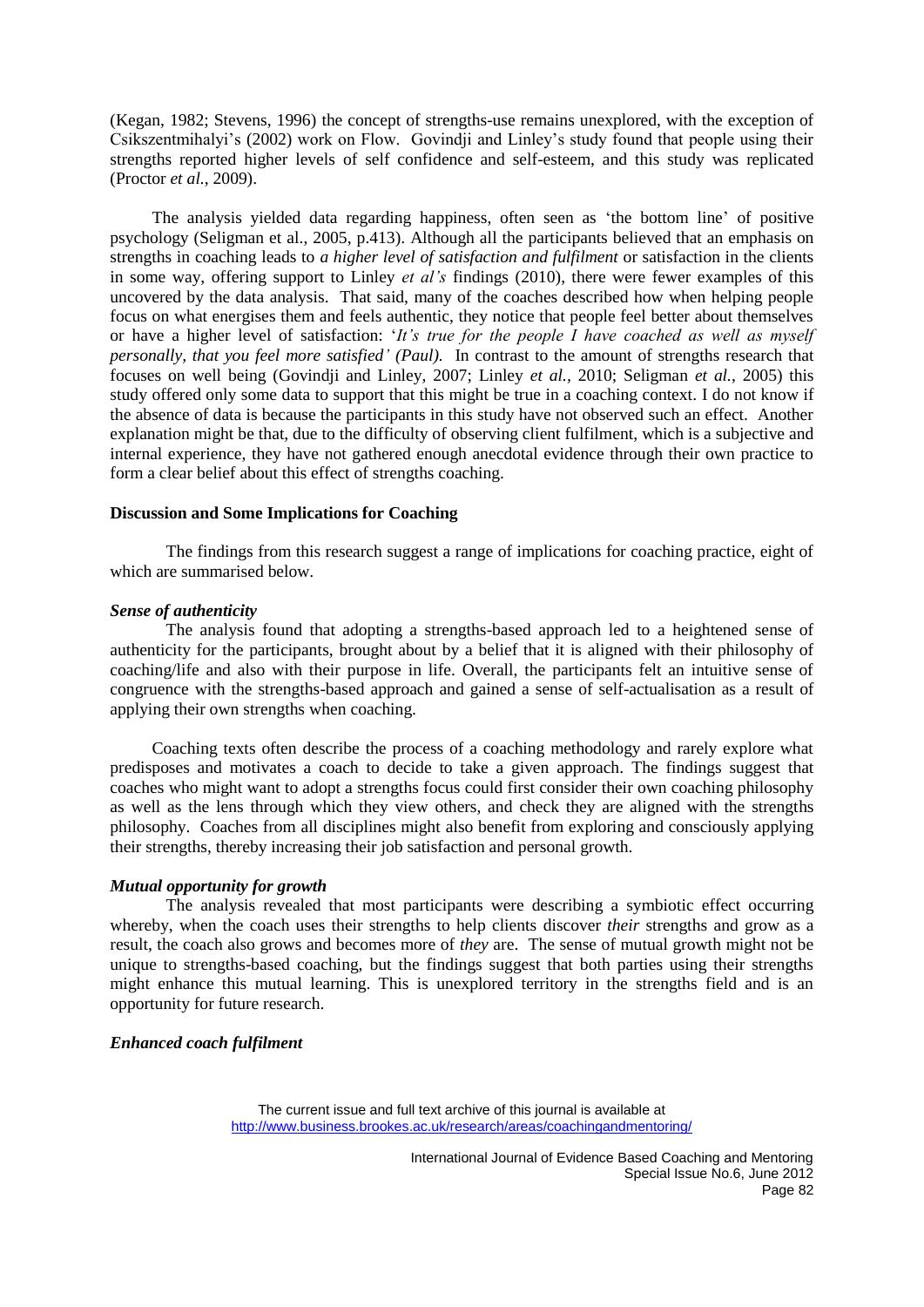(Kegan, 1982; Stevens, 1996) the concept of strengths-use remains unexplored, with the exception of Csikszentmihalyi's (2002) work on Flow. Govindji and Linley's study found that people using their strengths reported higher levels of self confidence and self-esteem, and this study was replicated (Proctor *et al.*, 2009).

The analysis yielded data regarding happiness, often seen as 'the bottom line' of positive psychology (Seligman et al., 2005, p.413). Although all the participants believed that an emphasis on strengths in coaching leads to *a higher level of satisfaction and fulfilment* or satisfaction in the clients in some way, offering support to Linley *et al's* findings (2010), there were fewer examples of this uncovered by the data analysis. That said, many of the coaches described how when helping people focus on what energises them and feels authentic, they notice that people feel better about themselves or have a higher level of satisfaction: '*It's true for the people I have coached as well as myself personally, that you feel more satisfied' (Paul).* In contrast to the amount of strengths research that focuses on well being (Govindji and Linley, 2007; Linley *et al.*, 2010; Seligman *et al.*, 2005) this study offered only some data to support that this might be true in a coaching context. I do not know if the absence of data is because the participants in this study have not observed such an effect. Another explanation might be that, due to the difficulty of observing client fulfilment, which is a subjective and internal experience, they have not gathered enough anecdotal evidence through their own practice to form a clear belief about this effect of strengths coaching.

## Discussion and Some Implications for Coaching

The findings from this research suggest a range of implications for coaching practice, eight of which are summarised below.

### *Sense of authenticity*

The analysis found that adopting a strengths-based approach led to a heightened sense of authenticity for the participants, brought about by a belief that it is aligned with their philosophy of coaching/life and also with their purpose in life. Overall, the participants felt an intuitive sense of congruence with the strengths-based approach and gained a sense of self-actualisation as a result of applying their own strengths when coaching.

Coaching texts often describe the process of a coaching methodology and rarely explore what predisposes and motivates a coach to decide to take a given approach. The findings suggest that coaches who might want to adopt a strengths focus could first consider their own coaching philosophy as well as the lens through which they view others, and check they are aligned with the strengths philosophy. Coaches from all disciplines might also benefit from exploring and consciously applying their strengths, thereby increasing their job satisfaction and personal growth.

### *Mutual opportunity for growth*

The analysis revealed that most participants were describing a symbiotic effect occurring whereby, when the coach uses their strengths to help clients discover *their* strengths and grow as a result, the coach also grows and becomes more of *they* are. The sense of mutual growth might not be unique to strengths-based coaching, but the findings suggest that both parties using their strengths might enhance this mutual learning. This is unexplored territory in the strengths field and is an opportunity for future research.

### *Enhanced coach fulfilment*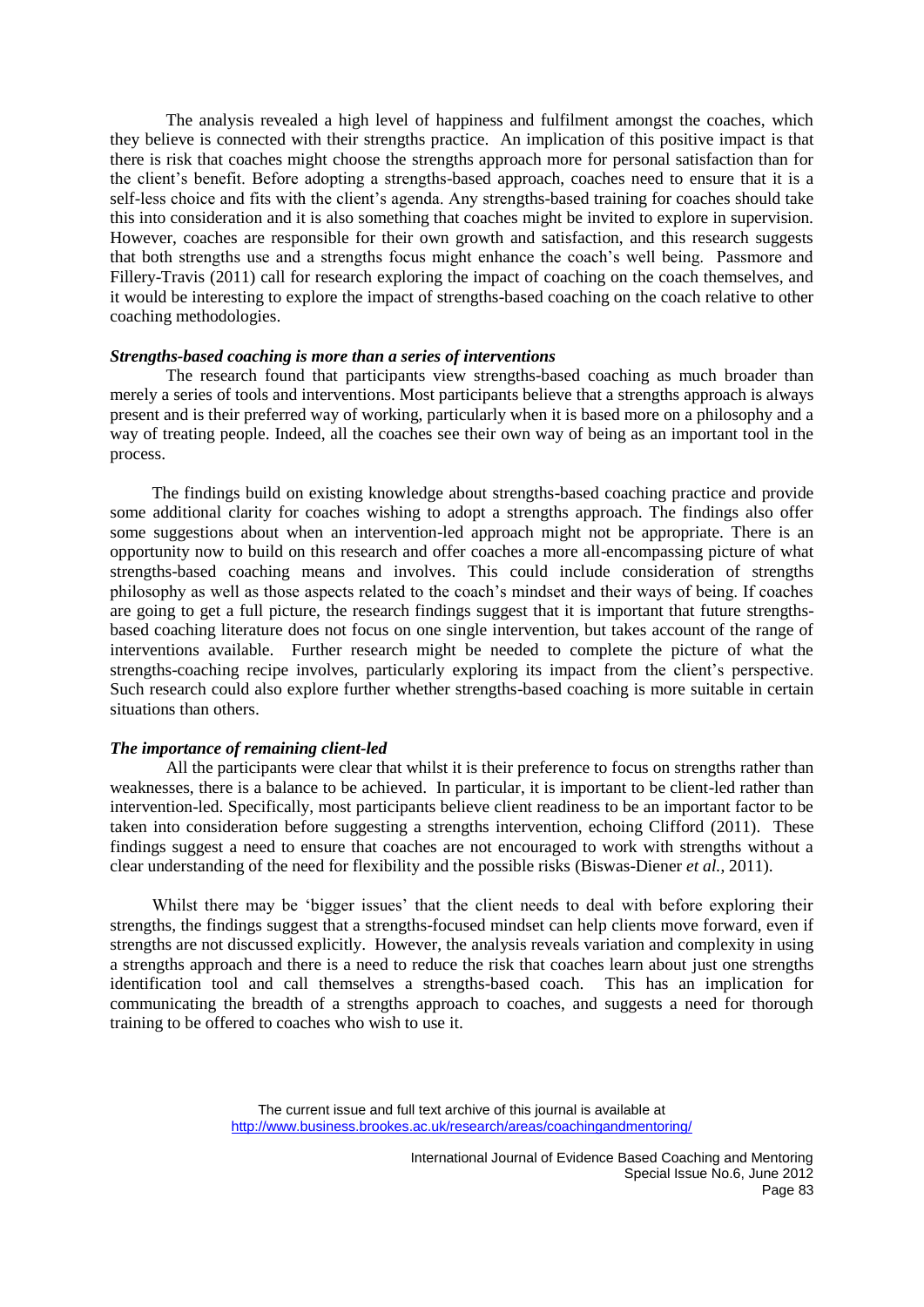The analysis revealed a high level of happiness and fulfilment amongst the coaches, which they believe is connected with their strengths practice. An implication of this positive impact is that there is risk that coaches might choose the strengths approach more for personal satisfaction than for the client's benefit. Before adopting a strengths-based approach, coaches need to ensure that it is a self-less choice and fits with the client's agenda. Any strengths-based training for coaches should take this into consideration and it is also something that coaches might be invited to explore in supervision. However, coaches are responsible for their own growth and satisfaction, and this research suggests that both strengths use and a strengths focus might enhance the coach's well being. Passmore and Fillery-Travis (2011) call for research exploring the impact of coaching on the coach themselves, and it would be interesting to explore the impact of strengths-based coaching on the coach relative to other coaching methodologies.

***Strengths-based coaching is more than a series of interventions***

The research found that participants view strengths-based coaching as much broader than merely a series of tools and interventions. Most participants believe that a strengths approach is always present and is their preferred way of working, particularly when it is based more on a philosophy and a way of treating people. Indeed, all the coaches see their own way of being as an important tool in the process.

The findings build on existing knowledge about strengths-based coaching practice and provide some additional clarity for coaches wishing to adopt a strengths approach. The findings also offer some suggestions about when an intervention-led approach might not be appropriate. There is an opportunity now to build on this research and offer coaches a more all-encompassing picture of what strengths-based coaching means and involves. This could include consideration of strengths philosophy as well as those aspects related to the coach's mindset and their ways of being. If coaches are going to get a full picture, the research findings suggest that it is important that future strengths-based coaching literature does not focus on one single intervention, but takes account of the range of interventions available. Further research might be needed to complete the picture of what the strengths-coaching recipe involves, particularly exploring its impact from the client's perspective. Such research could also explore further whether strengths-based coaching is more suitable in certain situations than others.

***The importance of remaining client-led***

All the participants were clear that whilst it is their preference to focus on strengths rather than weaknesses, there is a balance to be achieved. In particular, it is important to be client-led rather than intervention-led. Specifically, most participants believe client readiness to be an important factor to be taken into consideration before suggesting a strengths intervention, echoing Clifford (2011). These findings suggest a need to ensure that coaches are not encouraged to work with strengths without a clear understanding of the need for flexibility and the possible risks (Biswas-Diener *et al.*, 2011).

Whilst there may be 'bigger issues' that the client needs to deal with before exploring their strengths, the findings suggest that a strengths-focused mindset can help clients move forward, even if strengths are not discussed explicitly. However, the analysis reveals variation and complexity in using a strengths approach and there is a need to reduce the risk that coaches learn about just one strengths identification tool and call themselves a strengths-based coach. This has an implication for communicating the breadth of a strengths approach to coaches, and suggests a need for thorough training to be offered to coaches who wish to use it.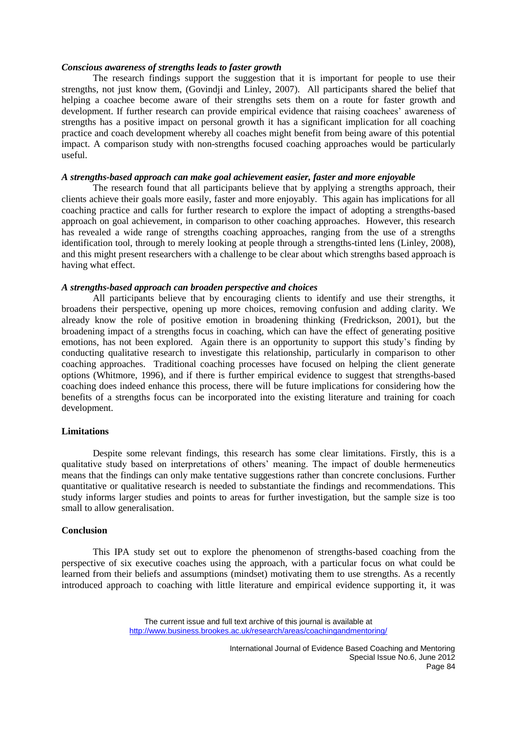### *Conscious awareness of strengths leads to faster growth*

The research findings support the suggestion that it is important for people to use their strengths, not just know them, (Govindji and Linley, 2007). All participants shared the belief that helping a coachee become aware of their strengths sets them on a route for faster growth and development. If further research can provide empirical evidence that raising coachees' awareness of strengths has a positive impact on personal growth it has a significant implication for all coaching practice and coach development whereby all coaches might benefit from being aware of this potential impact. A comparison study with non-strengths focused coaching approaches would be particularly useful.

### *A strengths-based approach can make goal achievement easier, faster and more enjoyable*

The research found that all participants believe that by applying a strengths approach, their clients achieve their goals more easily, faster and more enjoyably. This again has implications for all coaching practice and calls for further research to explore the impact of adopting a strengths-based approach on goal achievement, in comparison to other coaching approaches. However, this research has revealed a wide range of strengths coaching approaches, ranging from the use of a strengths identification tool, through to merely looking at people through a strengths-tinted lens (Linley, 2008), and this might present researchers with a challenge to be clear about which strengths based approach is having what effect.

### *A strengths-based approach can broaden perspective and choices*

All participants believe that by encouraging clients to identify and use their strengths, it broadens their perspective, opening up more choices, removing confusion and adding clarity. We already know the role of positive emotion in broadening thinking (Fredrickson, 2001), but the broadening impact of a strengths focus in coaching, which can have the effect of generating positive emotions, has not been explored. Again there is an opportunity to support this study's finding by conducting qualitative research to investigate this relationship, particularly in comparison to other coaching approaches. Traditional coaching processes have focused on helping the client generate options (Whitmore, 1996), and if there is further empirical evidence to suggest that strengths-based coaching does indeed enhance this process, there will be future implications for considering how the benefits of a strengths focus can be incorporated into the existing literature and training for coach development.

## Limitations

Despite some relevant findings, this research has some clear limitations. Firstly, this is a qualitative study based on interpretations of others' meaning. The impact of double hermeneutics means that the findings can only make tentative suggestions rather than concrete conclusions. Further quantitative or qualitative research is needed to substantiate the findings and recommendations. This study informs larger studies and points to areas for further investigation, but the sample size is too small to allow generalisation.

## Conclusion

This IPA study set out to explore the phenomenon of strengths-based coaching from the perspective of six executive coaches using the approach, with a particular focus on what could be learned from their beliefs and assumptions (mindset) motivating them to use strengths. As a recently introduced approach to coaching with little literature and empirical evidence supporting it, it was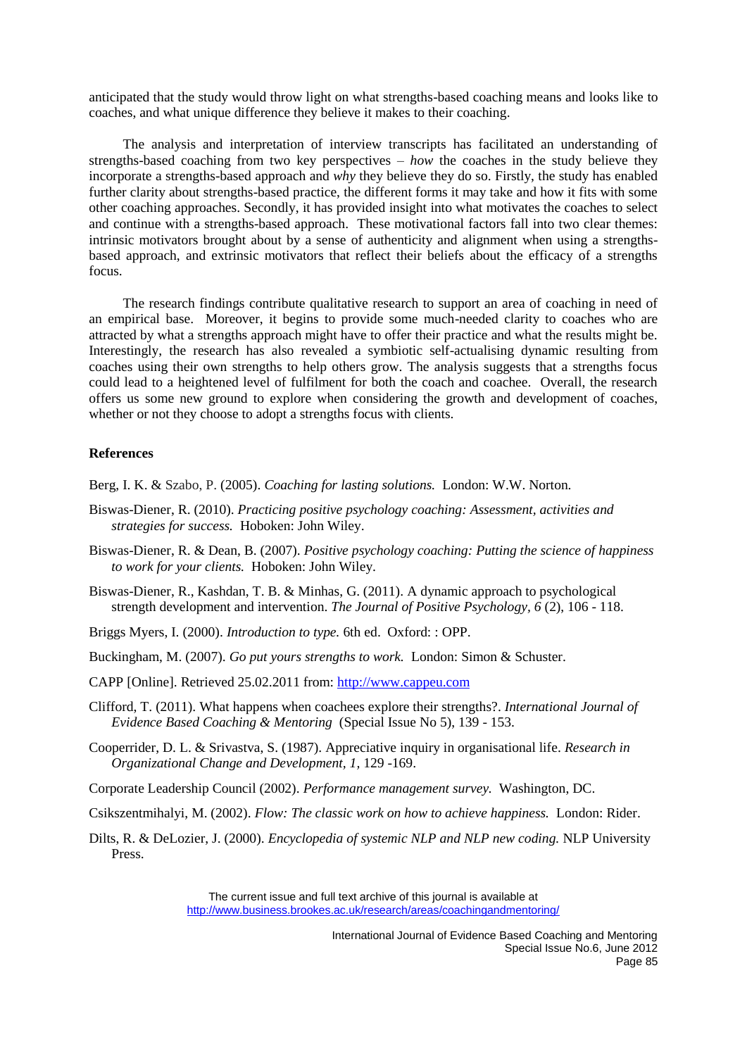anticipated that the study would throw light on what strengths-based coaching means and looks like to coaches, and what unique difference they believe it makes to their coaching.

The analysis and interpretation of interview transcripts has facilitated an understanding of strengths-based coaching from two key perspectives – *how* the coaches in the study believe they incorporate a strengths-based approach and *why* they believe they do so. Firstly, the study has enabled further clarity about strengths-based practice, the different forms it may take and how it fits with some other coaching approaches. Secondly, it has provided insight into what motivates the coaches to select and continue with a strengths-based approach. These motivational factors fall into two clear themes: intrinsic motivators brought about by a sense of authenticity and alignment when using a strengths-based approach, and extrinsic motivators that reflect their beliefs about the efficacy of a strengths focus.

The research findings contribute qualitative research to support an area of coaching in need of an empirical base. Moreover, it begins to provide some much-needed clarity to coaches who are attracted by what a strengths approach might have to offer their practice and what the results might be. Interestingly, the research has also revealed a symbiotic self-actualising dynamic resulting from coaches using their own strengths to help others grow. The analysis suggests that a strengths focus could lead to a heightened level of fulfilment for both the coach and coachee. Overall, the research offers us some new ground to explore when considering the growth and development of coaches, whether or not they choose to adopt a strengths focus with clients.

## References

Berg, I. K. & Szabo, P. (2005). *Coaching for lasting solutions.* London: W.W. Norton.

Biswas-Diener, R. (2010). *Practicing positive psychology coaching: Assessment, activities and strategies for success.* Hoboken: John Wiley.

Biswas-Diener, R. & Dean, B. (2007). *Positive psychology coaching: Putting the science of happiness to work for your clients.* Hoboken: John Wiley.

Biswas-Diener, R., Kashdan, T. B. & Minhas, G. (2011). A dynamic approach to psychological strength development and intervention. *The Journal of Positive Psychology, 6* (2), 106 - 118.

Briggs Myers, I. (2000). *Introduction to type.* 6th ed. Oxford: : OPP.

Buckingham, M. (2007). *Go put yours strengths to work.* London: Simon & Schuster.

CAPP [Online]. Retrieved 25.02.2011 from: http://www.cappeu.com

Clifford, T. (2011). What happens when coachees explore their strengths?. *International Journal of Evidence Based Coaching & Mentoring* (Special Issue No 5), 139 - 153.

Cooperrider, D. L. & Srivastva, S. (1987). Appreciative inquiry in organisational life. *Research in Organizational Change and Development, 1,* 129 -169.

Corporate Leadership Council (2002). *Performance management survey.* Washington, DC.

Csikszentmihalyi, M. (2002). *Flow: The classic work on how to achieve happiness.* London: Rider.

Dilts, R. & DeLozier, J. (2000). *Encyclopedia of systemic NLP and NLP new coding.* NLP University Press.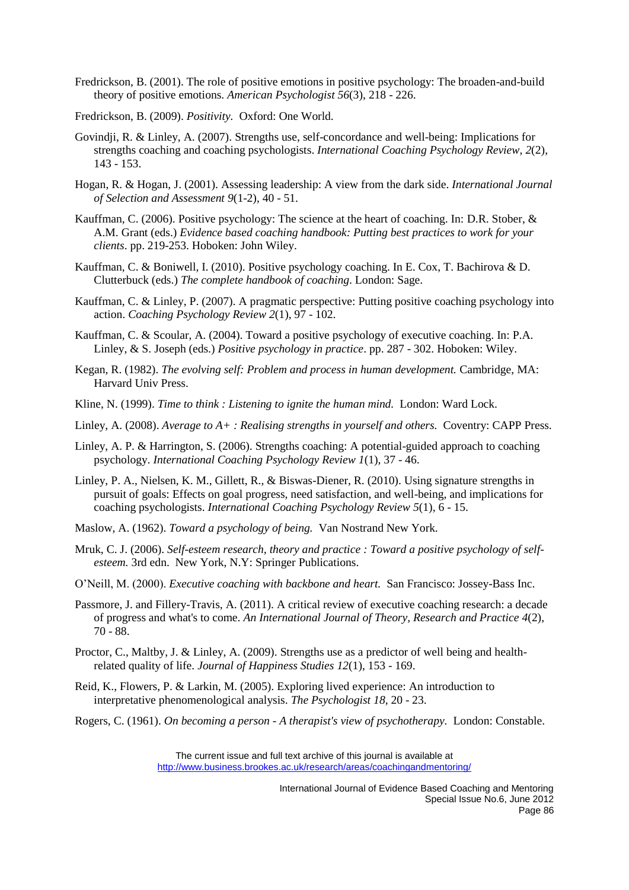Fredrickson, B. (2001). The role of positive emotions in positive psychology: The broaden-and-build theory of positive emotions. *American Psychologist 56*(3), 218 - 226.

Fredrickson, B. (2009). *Positivity.* Oxford: One World.

Govindji, R. & Linley, A. (2007). Strengths use, self-concordance and well-being: Implications for strengths coaching and coaching psychologists. *International Coaching Psychology Review, 2*(2), 143 - 153.

Hogan, R. & Hogan, J. (2001). Assessing leadership: A view from the dark side. *International Journal of Selection and Assessment 9*(1-2), 40 - 51.

Kauffman, C. (2006). Positive psychology: The science at the heart of coaching. In: D.R. Stober, & A.M. Grant (eds.) *Evidence based coaching handbook: Putting best practices to work for your clients*. pp. 219-253. Hoboken: John Wiley.

Kauffman, C. & Boniwell, I. (2010). Positive psychology coaching. In E. Cox, T. Bachirova & D. Clutterbuck (eds.) *The complete handbook of coaching*. London: Sage.

Kauffman, C. & Linley, P. (2007). A pragmatic perspective: Putting positive coaching psychology into action. *Coaching Psychology Review 2*(1), 97 - 102.

Kauffman, C. & Scoular, A. (2004). Toward a positive psychology of executive coaching. In: P.A. Linley, & S. Joseph (eds.) *Positive psychology in practice*. pp. 287 - 302. Hoboken: Wiley.

Kegan, R. (1982). *The evolving self: Problem and process in human development.* Cambridge, MA: Harvard Univ Press.

Kline, N. (1999). *Time to think : Listening to ignite the human mind.* London: Ward Lock.

Linley, A. (2008). *Average to A+ : Realising strengths in yourself and others.* Coventry: CAPP Press.

Linley, A. P. & Harrington, S. (2006). Strengths coaching: A potential-guided approach to coaching psychology. *International Coaching Psychology Review 1*(1), 37 - 46.

Linley, P. A., Nielsen, K. M., Gillett, R., & Biswas-Diener, R. (2010). Using signature strengths in pursuit of goals: Effects on goal progress, need satisfaction, and well-being, and implications for coaching psychologists. *International Coaching Psychology Review 5*(1), 6 - 15.

Maslow, A. (1962). *Toward a psychology of being.* Van Nostrand New York.

Mruk, C. J. (2006). *Self-esteem research, theory and practice : Toward a positive psychology of self-esteem.* 3rd edn. New York, N.Y: Springer Publications.

O'Neill, M. (2000). *Executive coaching with backbone and heart.* San Francisco: Jossey-Bass Inc.

Passmore, J. and Fillery-Travis, A. (2011). A critical review of executive coaching research: a decade of progress and what's to come. *An International Journal of Theory, Research and Practice 4*(2), 70 - 88.

Proctor, C., Maltby, J. & Linley, A. (2009). Strengths use as a predictor of well being and health-related quality of life. *Journal of Happiness Studies 12*(1), 153 - 169.

Reid, K., Flowers, P. & Larkin, M. (2005). Exploring lived experience: An introduction to interpretative phenomenological analysis. *The Psychologist 18*, 20 - 23.

Rogers, C. (1961). *On becoming a person - A therapist's view of psychotherapy.* London: Constable.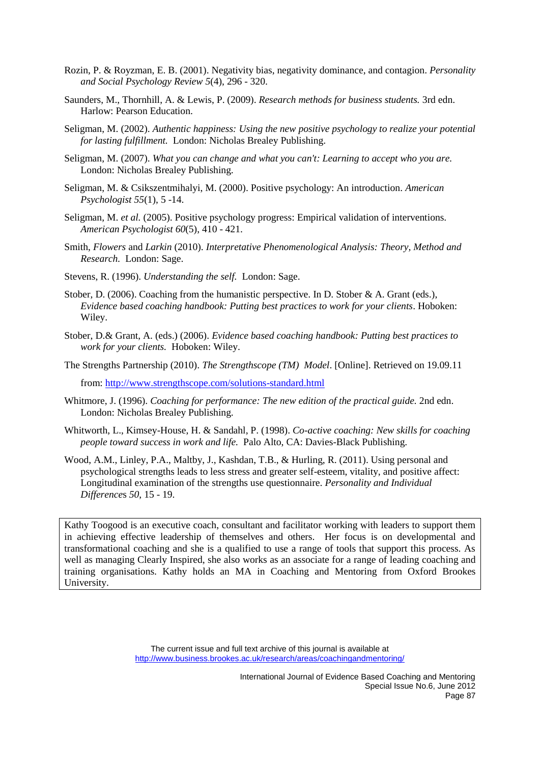Rozin, P. & Royzman, E. B. (2001). Negativity bias, negativity dominance, and contagion. *Personality and Social Psychology Review 5*(4), 296 - 320.

Saunders, M., Thornhill, A. & Lewis, P. (2009). *Research methods for business students.* 3rd edn. Harlow: Pearson Education.

Seligman, M. (2002). *Authentic happiness: Using the new positive psychology to realize your potential for lasting fulfillment.* London: Nicholas Brealey Publishing.

Seligman, M. (2007). *What you can change and what you can't: Learning to accept who you are.* London: Nicholas Brealey Publishing.

Seligman, M. & Csikszentmihalyi, M. (2000). Positive psychology: An introduction. *American Psychologist 55*(1), 5 -14.

Seligman, M. *et al.* (2005). Positive psychology progress: Empirical validation of interventions. *American Psychologist 60*(5), 410 - 421.

Smith, *Flowers* and *Larkin* (2010). *Interpretative Phenomenological Analysis: Theory, Method and Research.* London: Sage.

Stevens, R. (1996). *Understanding the self.* London: Sage.

Stober, D. (2006). Coaching from the humanistic perspective. In D. Stober & A. Grant (eds.), *Evidence based coaching handbook: Putting best practices to work for your clients*. Hoboken: Wiley.

Stober, D.& Grant, A. (eds.) (2006). *Evidence based coaching handbook: Putting best practices to work for your clients.* Hoboken: Wiley.

The Strengths Partnership (2010). *The Strengthscope (TM) Model*. [Online]. Retrieved on 19.09.11 from: http://www.strengthscope.com/solutions-standard.html

Whitmore, J. (1996). *Coaching for performance: The new edition of the practical guide.* 2nd edn. London: Nicholas Brealey Publishing.

Whitworth, L., Kimsey-House, H. & Sandahl, P. (1998). *Co-active coaching: New skills for coaching people toward success in work and life.* Palo Alto, CA: Davies-Black Publishing.

Wood, A.M., Linley, P.A., Maltby, J., Kashdan, T.B., & Hurling, R. (2011). Using personal and psychological strengths leads to less stress and greater self-esteem, vitality, and positive affect: Longitudinal examination of the strengths use questionnaire. *Personality and Individual Differences 50*, 15 - 19.

Kathy Toogood is an executive coach, consultant and facilitator working with leaders to support them in achieving effective leadership of themselves and others. Her focus is on developmental and transformational coaching and she is a qualified to use a range of tools that support this process. As well as managing Clearly Inspired, she also works as an associate for a range of leading coaching and training organisations. Kathy holds an MA in Coaching and Mentoring from Oxford Brookes University.